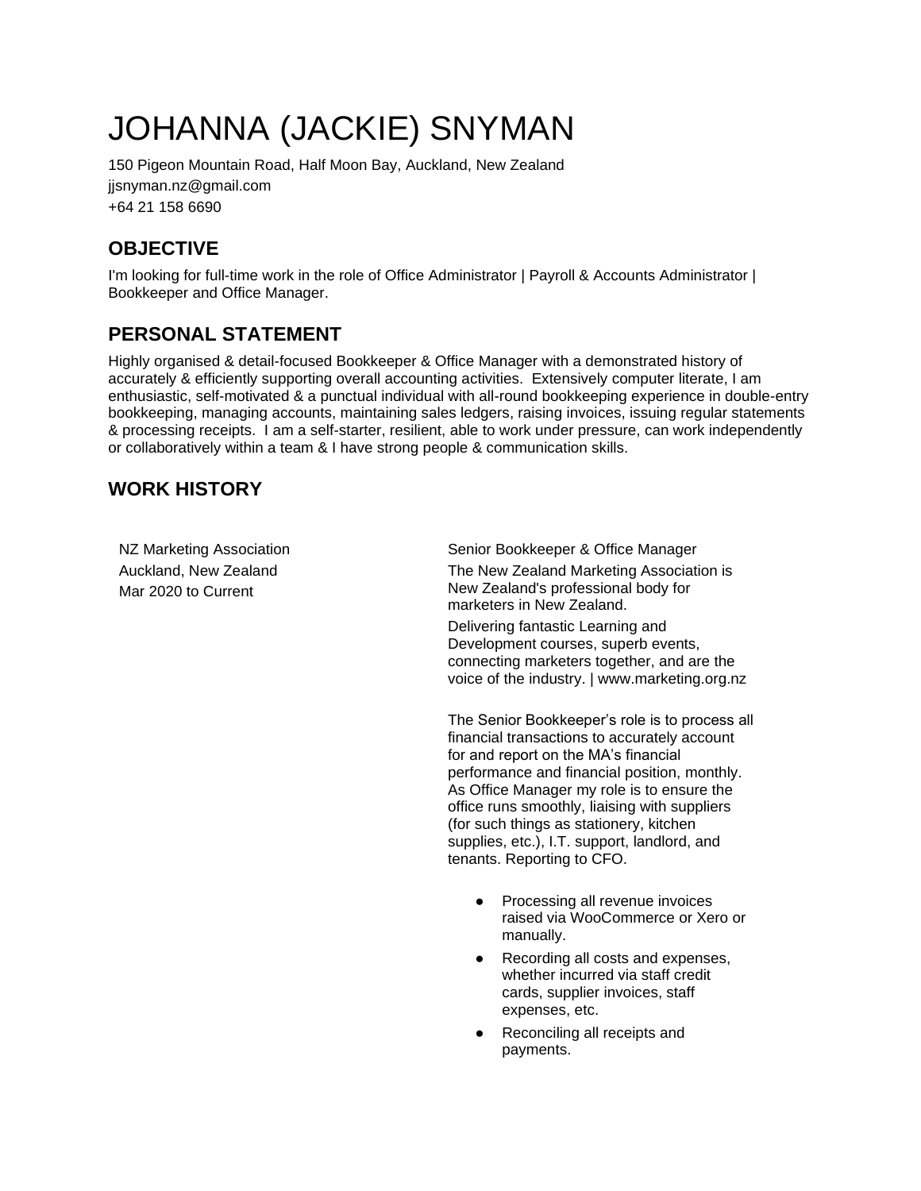# JOHANNA (JACKIE) SNYMAN

150 Pigeon Mountain Road, Half Moon Bay, Auckland, New Zealand
jjsnyman.nz@gmail.com
+64 21 158 6690

## OBJECTIVE

I'm looking for full-time work in the role of Office Administrator | Payroll & Accounts Administrator | Bookkeeper and Office Manager.

## PERSONAL STATEMENT

Highly organised & detail-focused Bookkeeper & Office Manager with a demonstrated history of accurately & efficiently supporting overall accounting activities. Extensively computer literate, I am enthusiastic, self-motivated & a punctual individual with all-round bookkeeping experience in double-entry bookkeeping, managing accounts, maintaining sales ledgers, raising invoices, issuing regular statements & processing receipts. I am a self-starter, resilient, able to work under pressure, can work independently or collaboratively within a team & I have strong people & communication skills.

## WORK HISTORY

NZ Marketing Association
Auckland, New Zealand
Mar 2020 to Current

Senior Bookkeeper & Office Manager

The New Zealand Marketing Association is New Zealand's professional body for marketers in New Zealand.

Delivering fantastic Learning and Development courses, superb events, connecting marketers together, and are the voice of the industry. | www.marketing.org.nz

The Senior Bookkeeper's role is to process all financial transactions to accurately account for and report on the MA's financial performance and financial position, monthly. As Office Manager my role is to ensure the office runs smoothly, liaising with suppliers (for such things as stationery, kitchen supplies, etc.), I.T. support, landlord, and tenants. Reporting to CFO.

- Processing all revenue invoices raised via WooCommerce or Xero or manually.
- Recording all costs and expenses, whether incurred via staff credit cards, supplier invoices, staff expenses, etc.
- Reconciling all receipts and payments.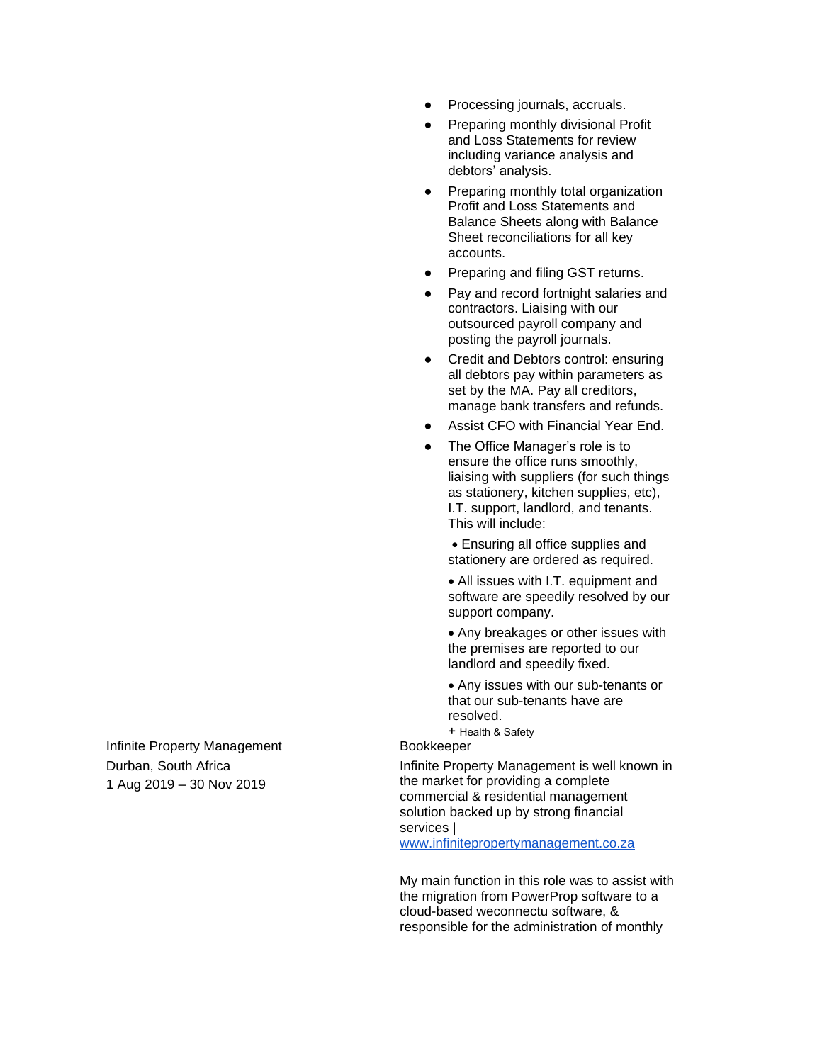- Processing journals, accruals.
- Preparing monthly divisional Profit and Loss Statements for review including variance analysis and debtors' analysis.
- Preparing monthly total organization Profit and Loss Statements and Balance Sheets along with Balance Sheet reconciliations for all key accounts.
- Preparing and filing GST returns.
- Pay and record fortnight salaries and contractors. Liaising with our outsourced payroll company and posting the payroll journals.
- Credit and Debtors control: ensuring all debtors pay within parameters as set by the MA. Pay all creditors, manage bank transfers and refunds.
- Assist CFO with Financial Year End.
- The Office Manager's role is to ensure the office runs smoothly, liaising with suppliers (for such things as stationery, kitchen supplies, etc), I.T. support, landlord, and tenants. This will include:

  • Ensuring all office supplies and stationery are ordered as required.

  • All issues with I.T. equipment and software are speedily resolved by our support company.

  • Any breakages or other issues with the premises are reported to our landlord and speedily fixed.

  • Any issues with our sub-tenants or that our sub-tenants have are resolved.

  + Health & Safety

Infinite Property Management
Durban, South Africa
1 Aug 2019 – 30 Nov 2019

Bookkeeper

Infinite Property Management is well known in the market for providing a complete commercial & residential management solution backed up by strong financial services | [www.infinitepropertymanagement.co.za](http://www.infinitepropertymanagement.co.za)

My main function in this role was to assist with the migration from PowerProp software to a cloud-based weconnectu software, & responsible for the administration of monthly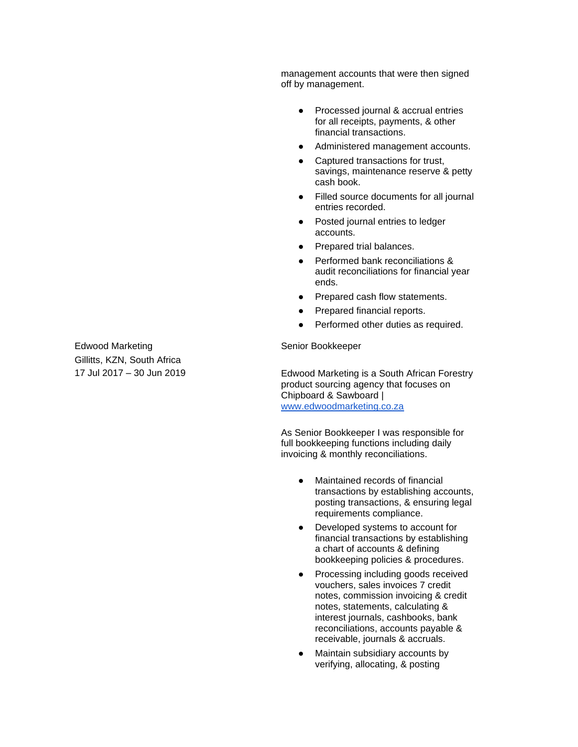management accounts that were then signed off by management.

- Processed journal & accrual entries for all receipts, payments, & other financial transactions.
- Administered management accounts.
- Captured transactions for trust, savings, maintenance reserve & petty cash book.
- Filled source documents for all journal entries recorded.
- Posted journal entries to ledger accounts.
- Prepared trial balances.
- Performed bank reconciliations & audit reconciliations for financial year ends.
- Prepared cash flow statements.
- Prepared financial reports.
- Performed other duties as required.

Edwood Marketing
Gillitts, KZN, South Africa
17 Jul 2017 – 30 Jun 2019

Senior Bookkeeper

Edwood Marketing is a South African Forestry product sourcing agency that focuses on Chipboard & Sawboard | [www.edwoodmarketing.co.za](www.edwoodmarketing.co.za)

As Senior Bookkeeper I was responsible for full bookkeeping functions including daily invoicing & monthly reconciliations.

- Maintained records of financial transactions by establishing accounts, posting transactions, & ensuring legal requirements compliance.
- Developed systems to account for financial transactions by establishing a chart of accounts & defining bookkeeping policies & procedures.
- Processing including goods received vouchers, sales invoices 7 credit notes, commission invoicing & credit notes, statements, calculating & interest journals, cashbooks, bank reconciliations, accounts payable & receivable, journals & accruals.
- Maintain subsidiary accounts by verifying, allocating, & posting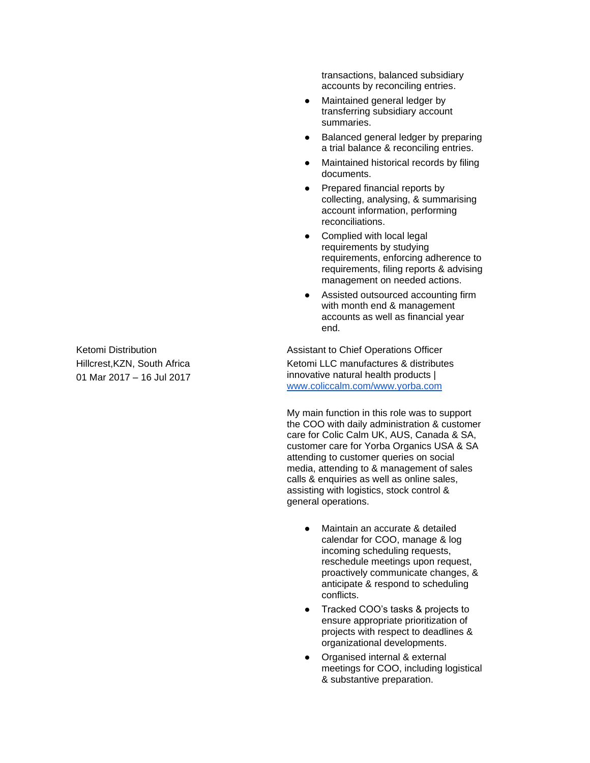transactions, balanced subsidiary accounts by reconciling entries.

- Maintained general ledger by transferring subsidiary account summaries.
- Balanced general ledger by preparing a trial balance & reconciling entries.
- Maintained historical records by filing documents.
- Prepared financial reports by collecting, analysing, & summarising account information, performing reconciliations.
- Complied with local legal requirements by studying requirements, enforcing adherence to requirements, filing reports & advising management on needed actions.
- Assisted outsourced accounting firm with month end & management accounts as well as financial year end.

Ketomi Distribution
Hillcrest,KZN, South Africa
01 Mar 2017 – 16 Jul 2017

Assistant to Chief Operations Officer
Ketomi LLC manufactures & distributes innovative natural health products | [www.coliccalm.com/www.yorba.com](www.coliccalm.com/www.yorba.com)

My main function in this role was to support the COO with daily administration & customer care for Colic Calm UK, AUS, Canada & SA, customer care for Yorba Organics USA & SA attending to customer queries on social media, attending to & management of sales calls & enquiries as well as online sales, assisting with logistics, stock control & general operations.

- Maintain an accurate & detailed calendar for COO, manage & log incoming scheduling requests, reschedule meetings upon request, proactively communicate changes, & anticipate & respond to scheduling conflicts.
- Tracked COO's tasks & projects to ensure appropriate prioritization of projects with respect to deadlines & organizational developments.
- Organised internal & external meetings for COO, including logistical & substantive preparation.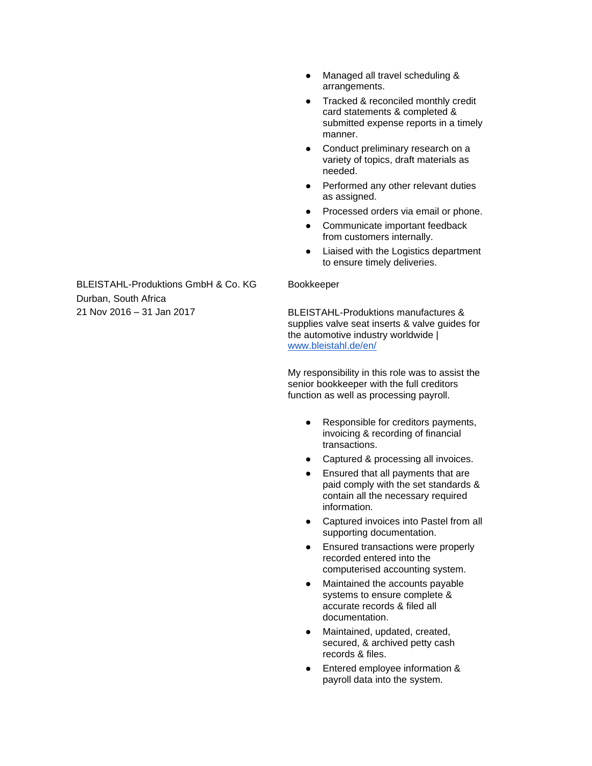- Managed all travel scheduling & arrangements.
- Tracked & reconciled monthly credit card statements & completed & submitted expense reports in a timely manner.
- Conduct preliminary research on a variety of topics, draft materials as needed.
- Performed any other relevant duties as assigned.
- Processed orders via email or phone.
- Communicate important feedback from customers internally.
- Liaised with the Logistics department to ensure timely deliveries.

BLEISTAHL-Produktions GmbH & Co. KG
Durban, South Africa
21 Nov 2016 – 31 Jan 2017

Bookkeeper

BLEISTAHL-Produktions manufactures & supplies valve seat inserts & valve guides for the automotive industry worldwide | [www.bleistahl.de/en/](http://www.bleistahl.de/en/)

My responsibility in this role was to assist the senior bookkeeper with the full creditors function as well as processing payroll.

- Responsible for creditors payments, invoicing & recording of financial transactions.
- Captured & processing all invoices.
- Ensured that all payments that are paid comply with the set standards & contain all the necessary required information.
- Captured invoices into Pastel from all supporting documentation.
- Ensured transactions were properly recorded entered into the computerised accounting system.
- Maintained the accounts payable systems to ensure complete & accurate records & filed all documentation.
- Maintained, updated, created, secured, & archived petty cash records & files.
- Entered employee information & payroll data into the system.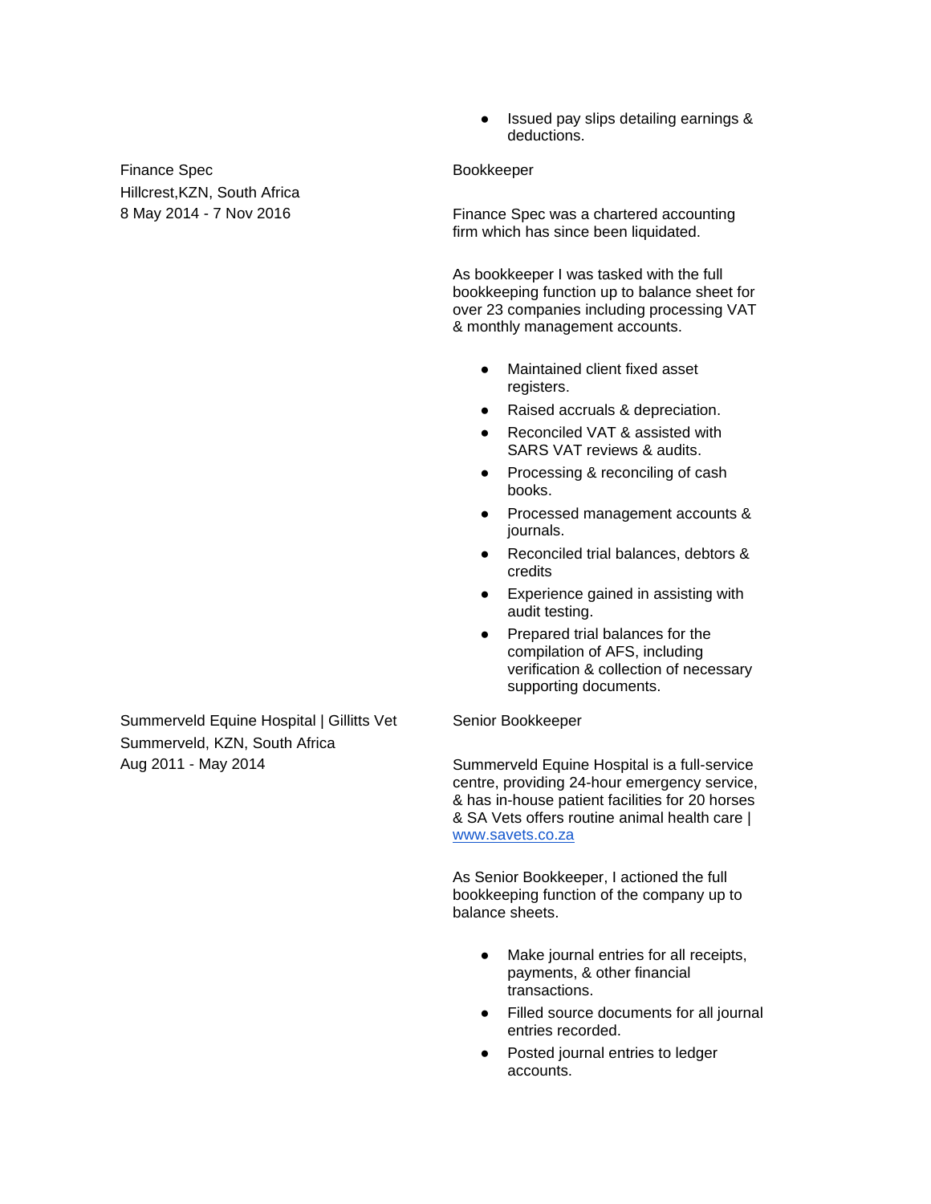- Issued pay slips detailing earnings & deductions.

Finance Spec
Hillcrest,KZN, South Africa
8 May 2014 - 7 Nov 2016

Bookkeeper

Finance Spec was a chartered accounting firm which has since been liquidated.

As bookkeeper I was tasked with the full bookkeeping function up to balance sheet for over 23 companies including processing VAT & monthly management accounts.

- Maintained client fixed asset registers.
- Raised accruals & depreciation.
- Reconciled VAT & assisted with SARS VAT reviews & audits.
- Processing & reconciling of cash books.
- Processed management accounts & journals.
- Reconciled trial balances, debtors & credits
- Experience gained in assisting with audit testing.
- Prepared trial balances for the compilation of AFS, including verification & collection of necessary supporting documents.

Summerveld Equine Hospital | Gillitts Vet
Summerveld, KZN, South Africa
Aug 2011 - May 2014

Senior Bookkeeper

Summerveld Equine Hospital is a full-service centre, providing 24-hour emergency service, & has in-house patient facilities for 20 horses & SA Vets offers routine animal health care | [www.savets.co.za](http://www.savets.co.za)

As Senior Bookkeeper, I actioned the full bookkeeping function of the company up to balance sheets.

- Make journal entries for all receipts, payments, & other financial transactions.
- Filled source documents for all journal entries recorded.
- Posted journal entries to ledger accounts.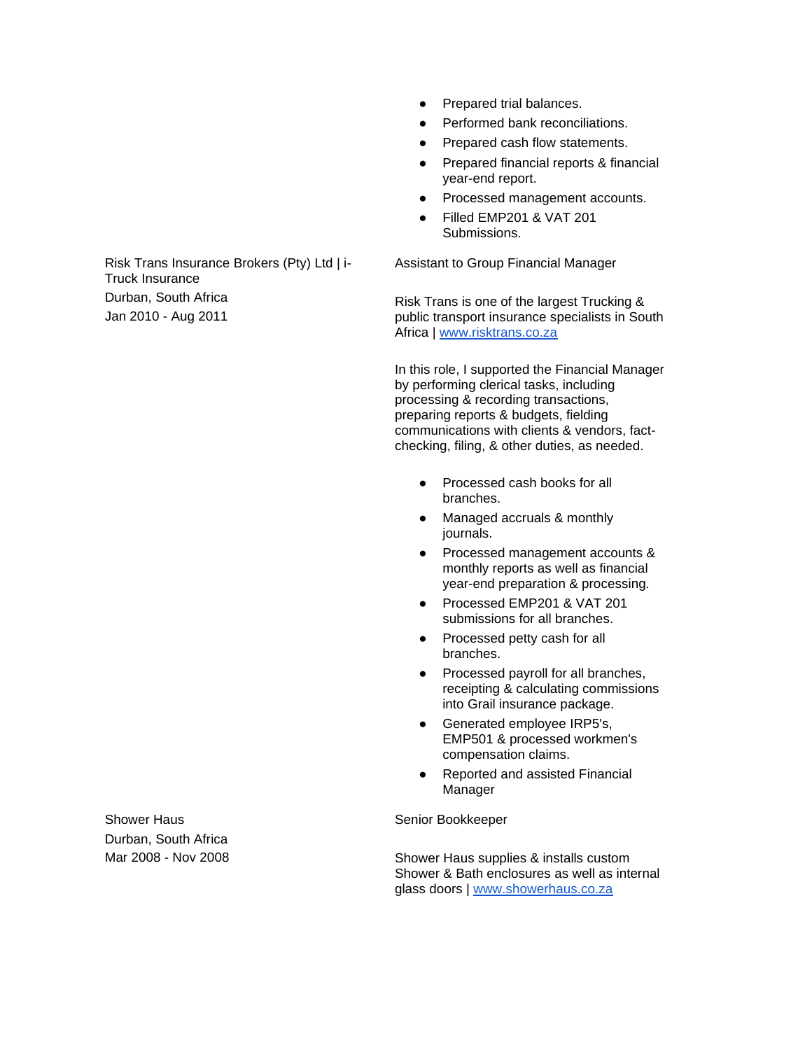- Prepared trial balances.
- Performed bank reconciliations.
- Prepared cash flow statements.
- Prepared financial reports & financial year-end report.
- Processed management accounts.
- Filled EMP201 & VAT 201 Submissions.

Risk Trans Insurance Brokers (Pty) Ltd | i-Truck Insurance
Durban, South Africa
Jan 2010 - Aug 2011

Assistant to Group Financial Manager

Risk Trans is one of the largest Trucking & public transport insurance specialists in South Africa | [www.risktrans.co.za](http://www.risktrans.co.za)

In this role, I supported the Financial Manager by performing clerical tasks, including processing & recording transactions, preparing reports & budgets, fielding communications with clients & vendors, fact-checking, filing, & other duties, as needed.

- Processed cash books for all branches.
- Managed accruals & monthly journals.
- Processed management accounts & monthly reports as well as financial year-end preparation & processing.
- Processed EMP201 & VAT 201 submissions for all branches.
- Processed petty cash for all branches.
- Processed payroll for all branches, receipting & calculating commissions into Grail insurance package.
- Generated employee IRP5's, EMP501 & processed workmen's compensation claims.
- Reported and assisted Financial Manager

Shower Haus
Durban, South Africa
Mar 2008 - Nov 2008

Senior Bookkeeper

Shower Haus supplies & installs custom Shower & Bath enclosures as well as internal glass doors | [www.showerhaus.co.za](http://www.showerhaus.co.za)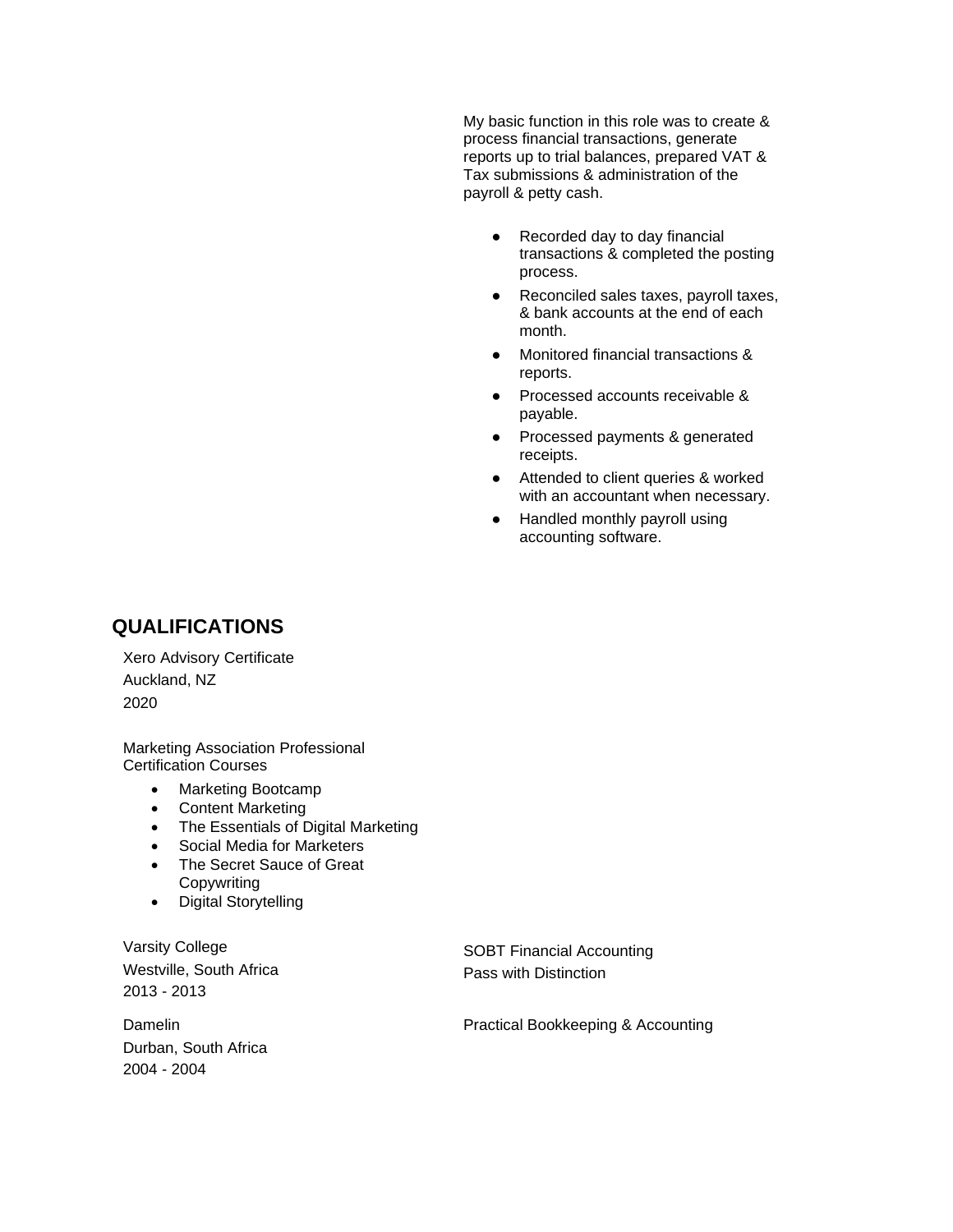My basic function in this role was to create & process financial transactions, generate reports up to trial balances, prepared VAT & Tax submissions & administration of the payroll & petty cash.

- Recorded day to day financial transactions & completed the posting process.
- Reconciled sales taxes, payroll taxes, & bank accounts at the end of each month.
- Monitored financial transactions & reports.
- Processed accounts receivable & payable.
- Processed payments & generated receipts.
- Attended to client queries & worked with an accountant when necessary.
- Handled monthly payroll using accounting software.

## QUALIFICATIONS

Xero Advisory Certificate
Auckland, NZ
2020

Marketing Association Professional Certification Courses

- Marketing Bootcamp
- Content Marketing
- The Essentials of Digital Marketing
- Social Media for Marketers
- The Secret Sauce of Great Copywriting
- Digital Storytelling

Varsity College
Westville, South Africa
2013 - 2013

SOBT Financial Accounting
Pass with Distinction

Damelin
Durban, South Africa
2004 - 2004

Practical Bookkeeping & Accounting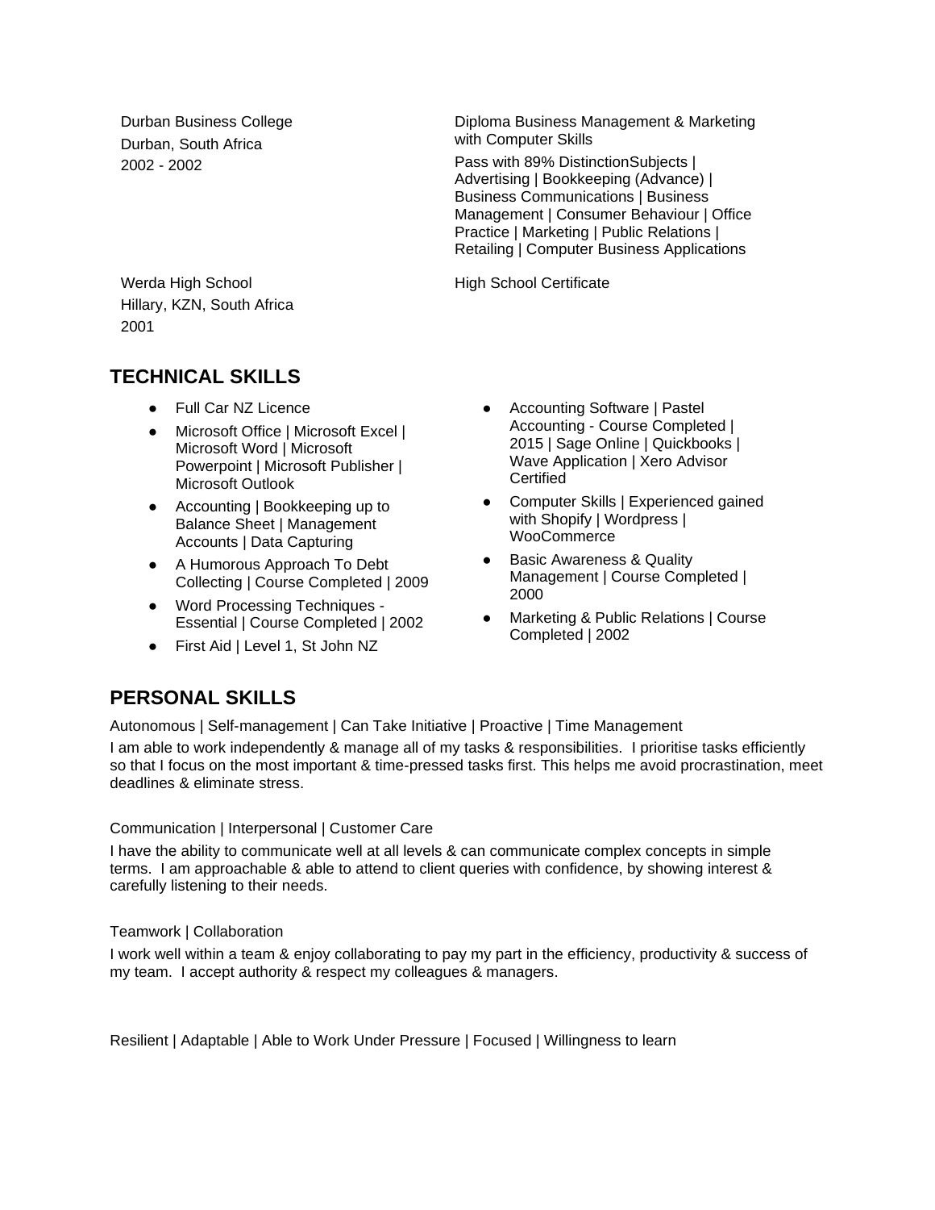Durban Business College
Durban, South Africa
2002 - 2002

Diploma Business Management & Marketing with Computer Skills

Pass with 89% DistinctionSubjects | Advertising | Bookkeeping (Advance) | Business Communications | Business Management | Consumer Behaviour | Office Practice | Marketing | Public Relations | Retailing | Computer Business Applications

Werda High School
Hillary, KZN, South Africa
2001

High School Certificate

## TECHNICAL SKILLS

- Full Car NZ Licence
- Microsoft Office | Microsoft Excel | Microsoft Word | Microsoft Powerpoint | Microsoft Publisher | Microsoft Outlook
- Accounting | Bookkeeping up to Balance Sheet | Management Accounts | Data Capturing
- A Humorous Approach To Debt Collecting | Course Completed | 2009
- Word Processing Techniques - Essential | Course Completed | 2002
- First Aid | Level 1, St John NZ
- Accounting Software | Pastel Accounting - Course Completed | 2015 | Sage Online | Quickbooks | Wave Application | Xero Advisor Certified
- Computer Skills | Experienced gained with Shopify | Wordpress | WooCommerce
- Basic Awareness & Quality Management | Course Completed | 2000
- Marketing & Public Relations | Course Completed | 2002

## PERSONAL SKILLS

Autonomous | Self-management | Can Take Initiative | Proactive | Time Management

I am able to work independently & manage all of my tasks & responsibilities. I prioritise tasks efficiently so that I focus on the most important & time-pressed tasks first. This helps me avoid procrastination, meet deadlines & eliminate stress.

Communication | Interpersonal | Customer Care

I have the ability to communicate well at all levels & can communicate complex concepts in simple terms. I am approachable & able to attend to client queries with confidence, by showing interest & carefully listening to their needs.

Teamwork | Collaboration

I work well within a team & enjoy collaborating to pay my part in the efficiency, productivity & success of my team. I accept authority & respect my colleagues & managers.

Resilient | Adaptable | Able to Work Under Pressure | Focused | Willingness to learn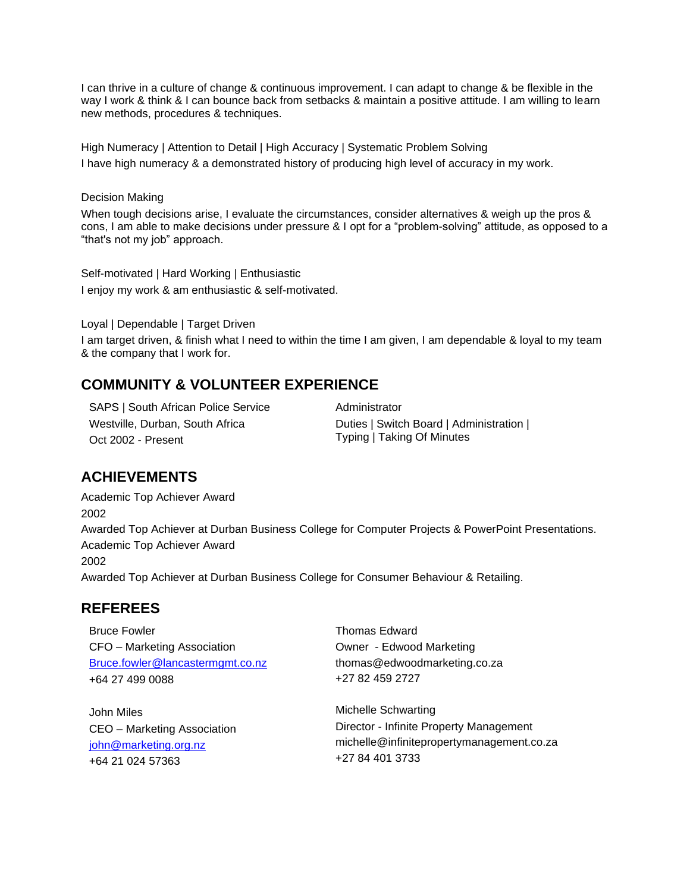I can thrive in a culture of change & continuous improvement. I can adapt to change & be flexible in the way I work & think & I can bounce back from setbacks & maintain a positive attitude. I am willing to learn new methods, procedures & techniques.

High Numeracy | Attention to Detail | High Accuracy | Systematic Problem Solving

I have high numeracy & a demonstrated history of producing high level of accuracy in my work.

Decision Making

When tough decisions arise, I evaluate the circumstances, consider alternatives & weigh up the pros & cons, I am able to make decisions under pressure & I opt for a "problem-solving" attitude, as opposed to a "that's not my job" approach.

Self-motivated | Hard Working | Enthusiastic

I enjoy my work & am enthusiastic & self-motivated.

Loyal | Dependable | Target Driven

I am target driven, & finish what I need to within the time I am given, I am dependable & loyal to my team & the company that I work for.

## COMMUNITY & VOLUNTEER EXPERIENCE

SAPS | South African Police Service
Westville, Durban, South Africa
Oct 2002 - Present

Administrator
Duties | Switch Board | Administration | Typing | Taking Of Minutes

## ACHIEVEMENTS

Academic Top Achiever Award
2002
Awarded Top Achiever at Durban Business College for Computer Projects & PowerPoint Presentations.

Academic Top Achiever Award
2002
Awarded Top Achiever at Durban Business College for Consumer Behaviour & Retailing.

## REFEREES

Bruce Fowler
CFO – Marketing Association
Bruce.fowler@lancastermgmt.co.nz
+64 27 499 0088

Thomas Edward
Owner - Edwood Marketing
thomas@edwoodmarketing.co.za
+27 82 459 2727

John Miles
CEO – Marketing Association
john@marketing.org.nz
+64 21 024 57363

Michelle Schwarting
Director - Infinite Property Management
michelle@infinitepropertymanagement.co.za
+27 84 401 3733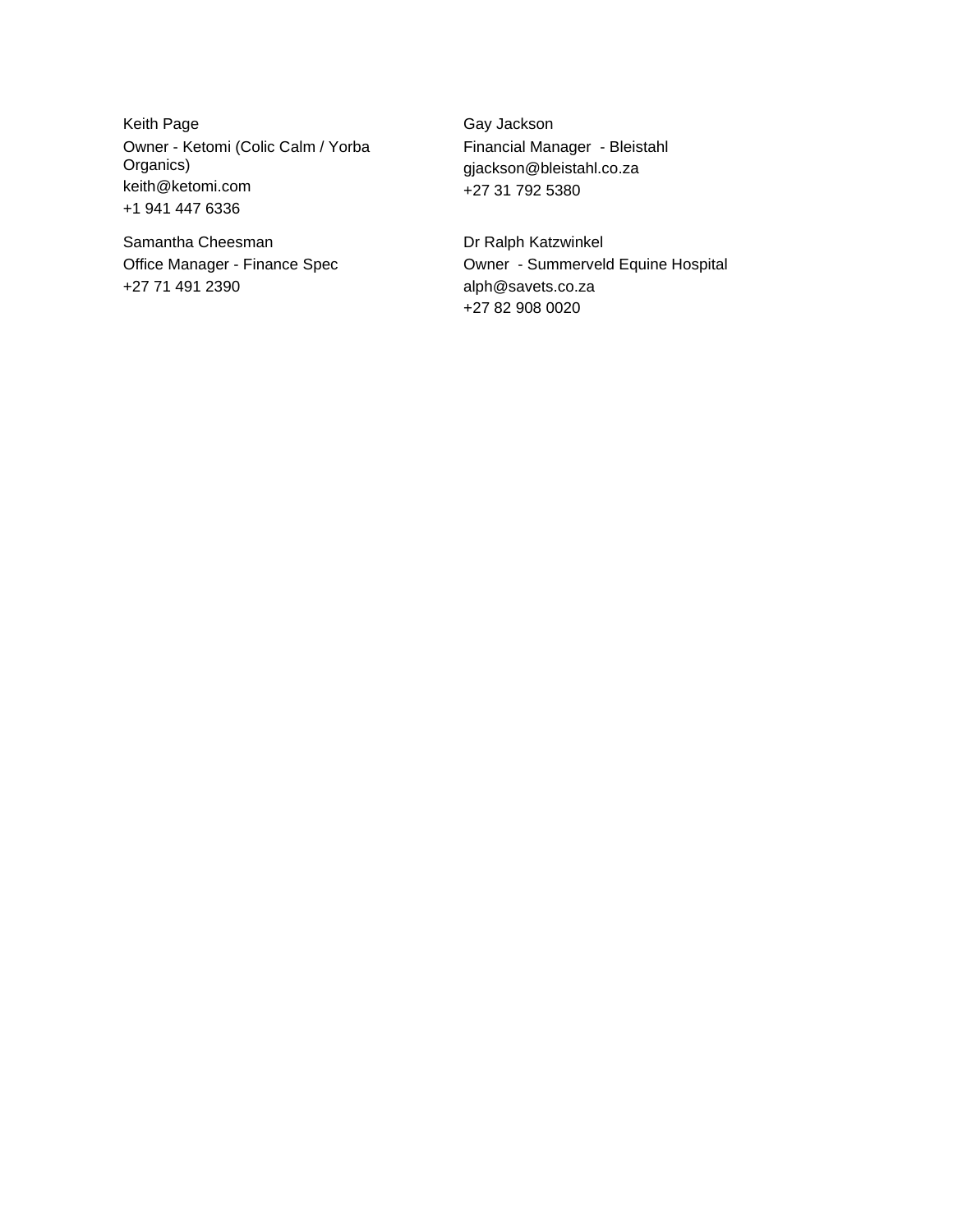Keith Page
Owner - Ketomi (Colic Calm / Yorba Organics)
keith@ketomi.com
+1 941 447 6336

Samantha Cheesman
Office Manager - Finance Spec
+27 71 491 2390

Gay Jackson
Financial Manager - Bleistahl
gjackson@bleistahl.co.za
+27 31 792 5380

Dr Ralph Katzwinkel
Owner - Summerveld Equine Hospital
alph@savets.co.za
+27 82 908 0020